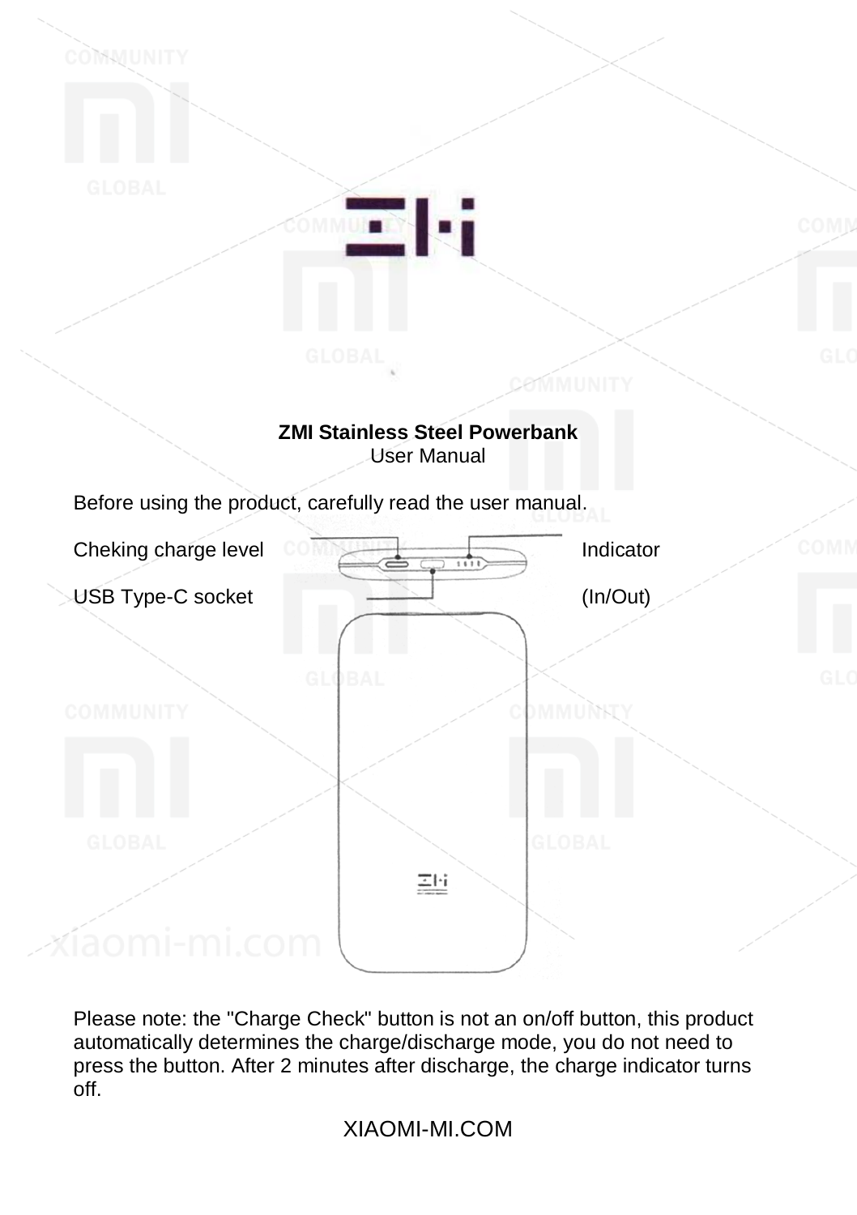**ZMI Stainless Steel Powerbank**
User Manual

Before using the product, carefully read the user manual.

Cheking charge level

Indicator

USB Type-C socket

(In/Out)

Please note: the "Charge Check" button is not an on/off button, this product automatically determines the charge/discharge mode, you do not need to press the button. After 2 minutes after discharge, the charge indicator turns off.

XIAOMI-MI.COM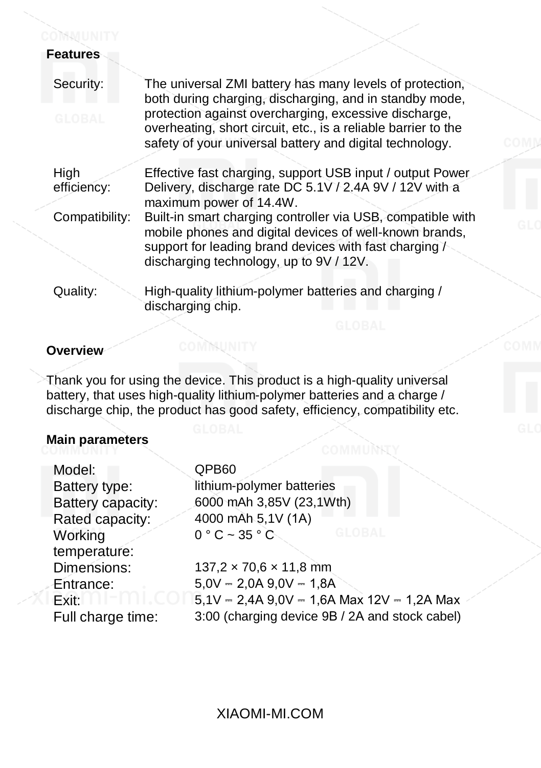**Features**

| | |
|---|---|
| Security: | The universal ZMI battery has many levels of protection, both during charging, discharging, and in standby mode, protection against overcharging, excessive discharge, overheating, short circuit, etc., is a reliable barrier to the safety of your universal battery and digital technology. |
| High efficiency: | Effective fast charging, support USB input / output Power Delivery, discharge rate DC 5.1V / 2.4A 9V / 12V with a maximum power of 14.4W. |
| Compatibility: | Built-in smart charging controller via USB, compatible with mobile phones and digital devices of well-known brands, support for leading brand devices with fast charging / discharging technology, up to 9V / 12V. |
| Quality: | High-quality lithium-polymer batteries and charging / discharging chip. |

**Overview**

Thank you for using the device. This product is a high-quality universal battery, that uses high-quality lithium-polymer batteries and a charge / discharge chip, the product has good safety, efficiency, compatibility etc.

**Main parameters**

| | |
|---|---|
| Model: | QPB60 |
| Battery type: | lithium-polymer batteries |
| Battery capacity: | 6000 mAh 3,85V (23,1Wth) |
| Rated capacity: | 4000 mAh 5,1V (1A) |
| Working temperature: | 0 ° C ~ 35 ° C |
| Dimensions: | 137,2 × 70,6 × 11,8 mm |
| Entrance: | 5,0V ⎓ 2,0A 9,0V ⎓ 1,8A |
| Exit: | 5,1V ⎓ 2,4A 9,0V ⎓ 1,6A Max 12V ⎓ 1,2A Max |
| Full charge time: | 3:00 (charging device 9B / 2A and stock cabel) |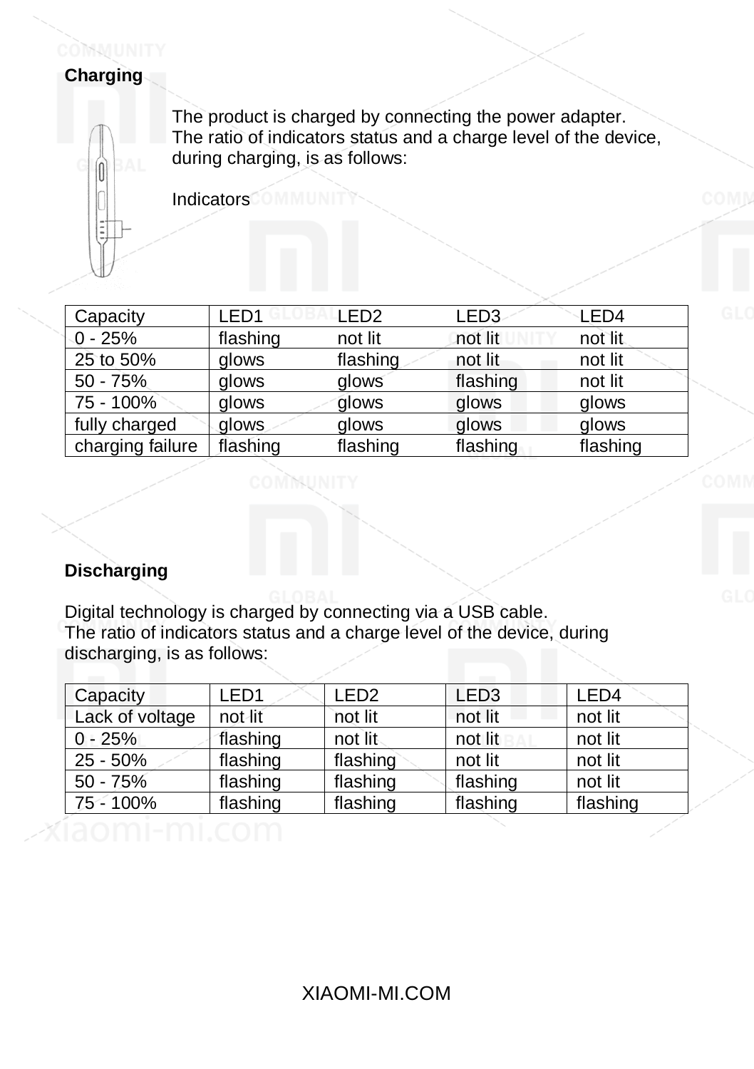## Charging

The product is charged by connecting the power adapter.
The ratio of indicators status and a charge level of the device, during charging, is as follows:

Indicators

| Capacity | LED1 | LED2 | LED3 | LED4 |
|---|---|---|---|---|
| 0 - 25% | flashing | not lit | not lit | not lit |
| 25 to 50% | glows | flashing | not lit | not lit |
| 50 - 75% | glows | glows | flashing | not lit |
| 75 - 100% | glows | glows | glows | glows |
| fully charged | glows | glows | glows | glows |
| charging failure | flashing | flashing | flashing | flashing |

## Discharging

Digital technology is charged by connecting via a USB cable.
The ratio of indicators status and a charge level of the device, during discharging, is as follows:

| Capacity | LED1 | LED2 | LED3 | LED4 |
|---|---|---|---|---|
| Lack of voltage | not lit | not lit | not lit | not lit |
| 0 - 25% | flashing | not lit | not lit | not lit |
| 25 - 50% | flashing | flashing | not lit | not lit |
| 50 - 75% | flashing | flashing | flashing | not lit |
| 75 - 100% | flashing | flashing | flashing | flashing |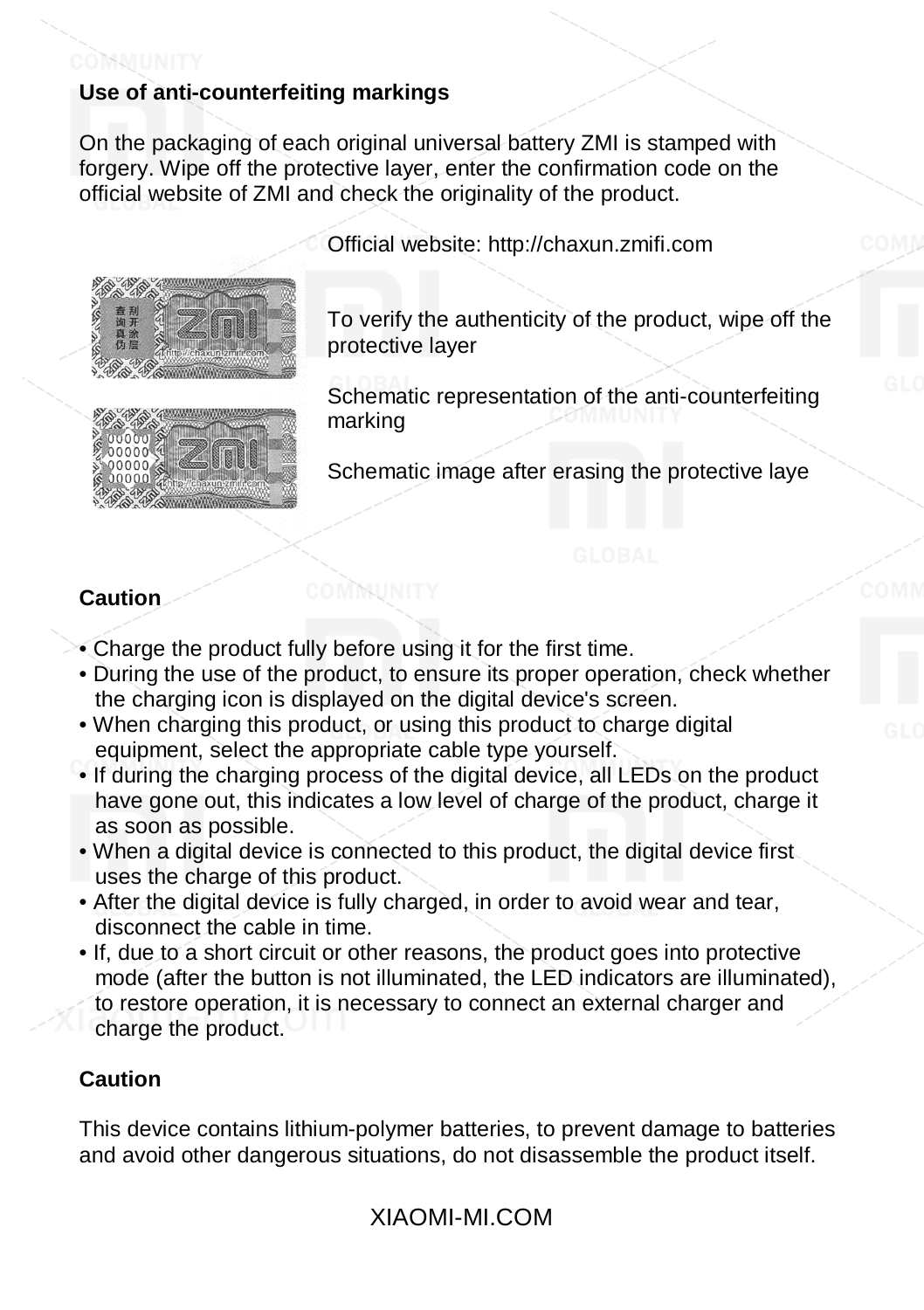## Use of anti-counterfeiting markings

On the packaging of each original universal battery ZMI is stamped with forgery. Wipe off the protective layer, enter the confirmation code on the official website of ZMI and check the originality of the product.

Official website: http://chaxun.zmifi.com

To verify the authenticity of the product, wipe off the protective layer

Schematic representation of the anti-counterfeiting marking

Schematic image after erasing the protective laye

## Caution

- Charge the product fully before using it for the first time.
- During the use of the product, to ensure its proper operation, check whether the charging icon is displayed on the digital device's screen.
- When charging this product, or using this product to charge digital equipment, select the appropriate cable type yourself.
- If during the charging process of the digital device, all LEDs on the product have gone out, this indicates a low level of charge of the product, charge it as soon as possible.
- When a digital device is connected to this product, the digital device first uses the charge of this product.
- After the digital device is fully charged, in order to avoid wear and tear, disconnect the cable in time.
- If, due to a short circuit or other reasons, the product goes into protective mode (after the button is not illuminated, the LED indicators are illuminated), to restore operation, it is necessary to connect an external charger and charge the product.

## Caution

This device contains lithium-polymer batteries, to prevent damage to batteries and avoid other dangerous situations, do not disassemble the product itself.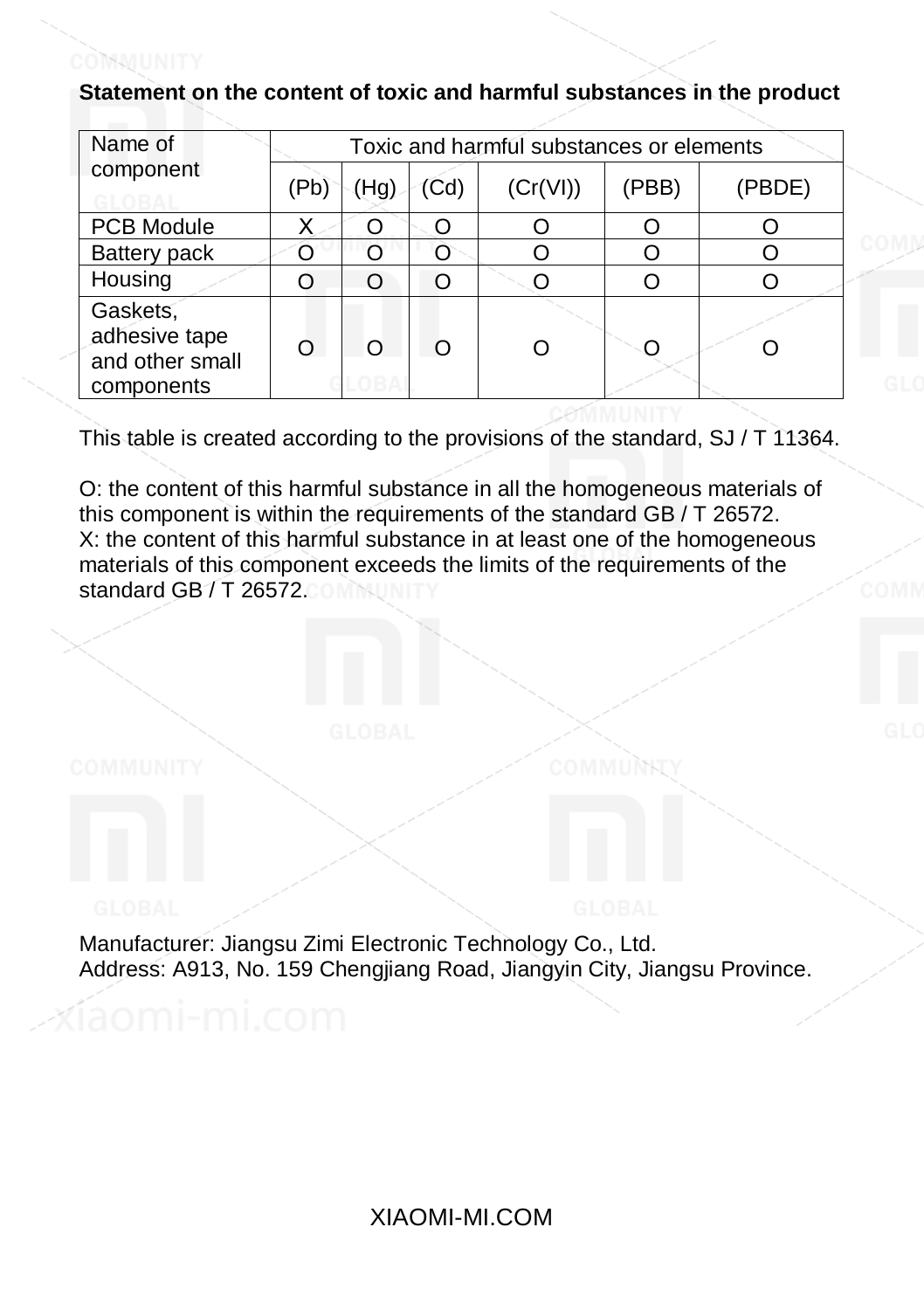**Statement on the content of toxic and harmful substances in the product**

| Name of component | Toxic and harmful substances or elements | | | | | |
|---|---|---|---|---|---|---|
| | (Pb) | (Hg) | (Cd) | (Cr(VI)) | (PBB) | (PBDE) |
| PCB Module | X | O | O | O | O | O |
| Battery pack | O | O | O | O | O | O |
| Housing | O | O | O | O | O | O |
| Gaskets, adhesive tape and other small components | O | O | O | O | O | O |

This table is created according to the provisions of the standard, SJ / T 11364.

O: the content of this harmful substance in all the homogeneous materials of this component is within the requirements of the standard GB / T 26572.
X: the content of this harmful substance in at least one of the homogeneous materials of this component exceeds the limits of the requirements of the standard GB / T 26572.

Manufacturer: Jiangsu Zimi Electronic Technology Co., Ltd.
Address: A913, No. 159 Chengjiang Road, Jiangyin City, Jiangsu Province.